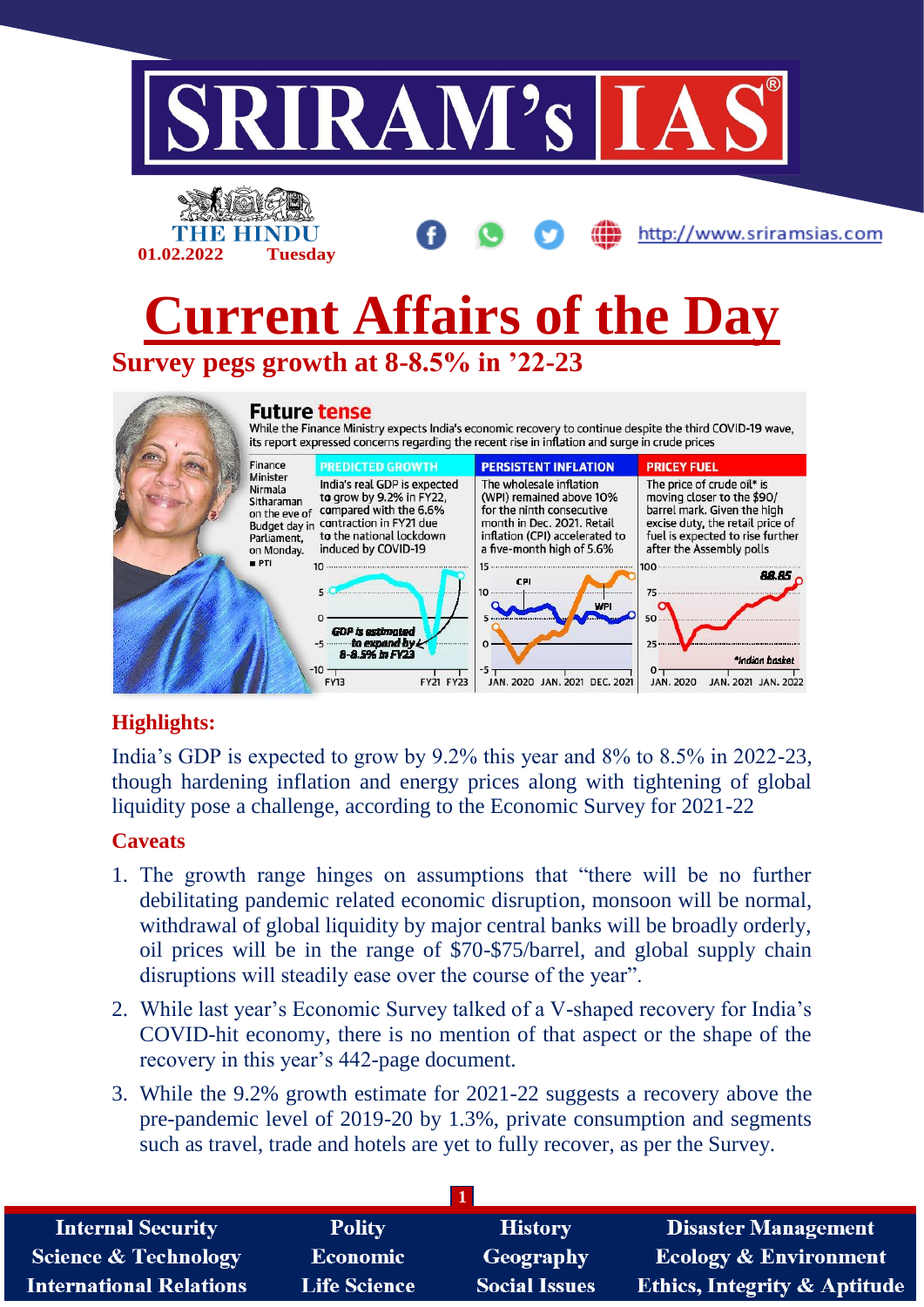# Current Affairs of the Day

## Survey pegs growth at 8-8.5% in '22-23

**Future tense**

While the Finance Ministry expects India's economic recovery to continue despite the third COVID-19 wave, its report expressed concerns regarding the recent rise in inflation and surge in crude prices

Finance Minister Nirmala Sitharaman on the eve of Budget day in Parliament, on Monday. ■ PTI

**PREDICTED GROWTH**
India's real GDP is expected to grow by 9.2% in FY22, compared with the 6.6% contraction in FY21 due to the national lockdown induced by COVID-19

GDP is estimated to expand by 8-8.5% in FY23

**PERSISTENT INFLATION**
The wholesale inflation (WPI) remained above 10% for the ninth consecutive month in Dec. 2021. Retail inflation (CPI) accelerated to a five-month high of 5.6%

**PRICEY FUEL**
The price of crude oil* is moving closer to the $90/barrel mark. Given the high excise duty, the retail price of fuel is expected to rise further after the Assembly polls

*Indian basket

### Highlights:

India's GDP is expected to grow by 9.2% this year and 8% to 8.5% in 2022-23, though hardening inflation and energy prices along with tightening of global liquidity pose a challenge, according to the Economic Survey for 2021-22

### Caveats

1. The growth range hinges on assumptions that "there will be no further debilitating pandemic related economic disruption, monsoon will be normal, withdrawal of global liquidity by major central banks will be broadly orderly, oil prices will be in the range of $70-$75/barrel, and global supply chain disruptions will steadily ease over the course of the year".
2. While last year's Economic Survey talked of a V-shaped recovery for India's COVID-hit economy, there is no mention of that aspect or the shape of the recovery in this year's 442-page document.
3. While the 9.2% growth estimate for 2021-22 suggests a recovery above the pre-pandemic level of 2019-20 by 1.3%, private consumption and segments such as travel, trade and hotels are yet to fully recover, as per the Survey.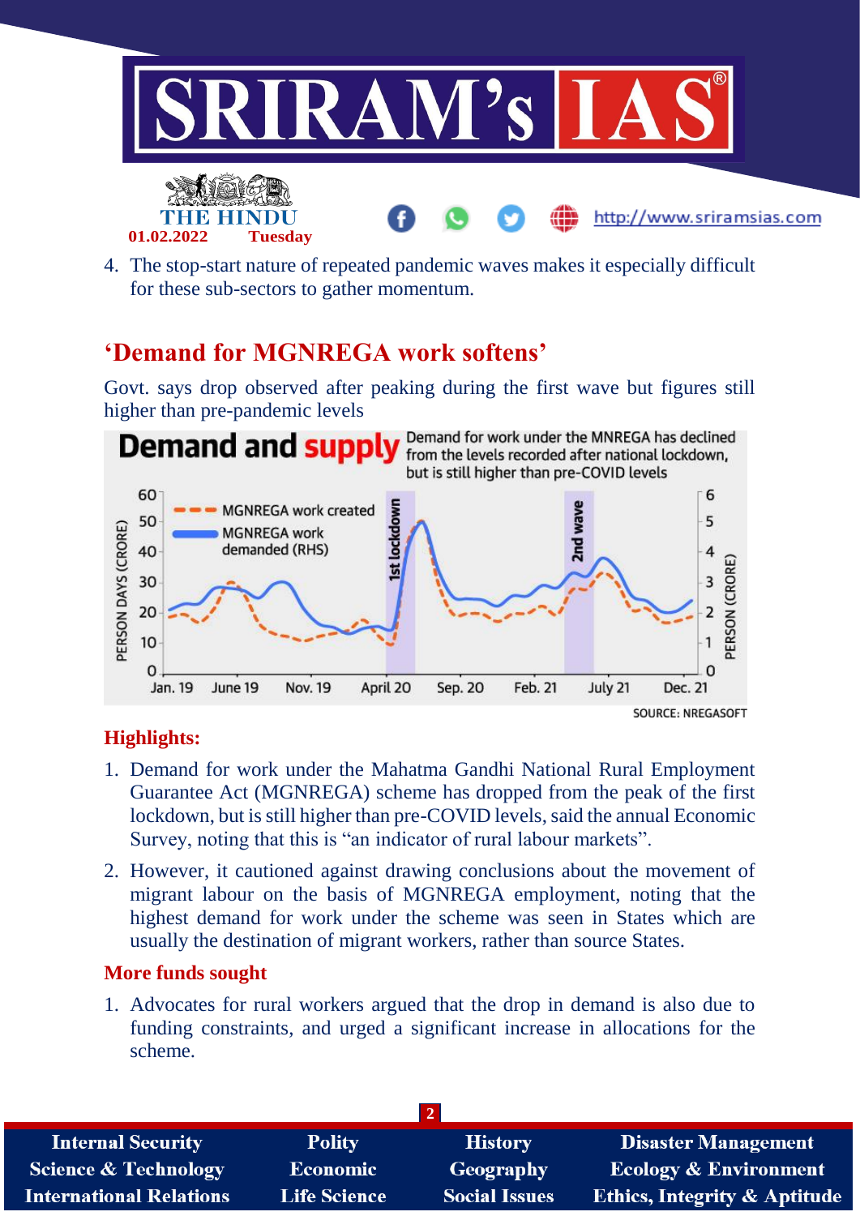4. The stop-start nature of repeated pandemic waves makes it especially difficult for these sub-sectors to gather momentum.

## 'Demand for MGNREGA work softens'

Govt. says drop observed after peaking during the first wave but figures still higher than pre-pandemic levels

**Demand and supply** Demand for work under the MNREGA has declined from the levels recorded after national lockdown, but is still higher than pre-COVID levels

SOURCE: NREGASOFT

### Highlights:

1. Demand for work under the Mahatma Gandhi National Rural Employment Guarantee Act (MGNREGA) scheme has dropped from the peak of the first lockdown, but is still higher than pre-COVID levels, said the annual Economic Survey, noting that this is "an indicator of rural labour markets".
2. However, it cautioned against drawing conclusions about the movement of migrant labour on the basis of MGNREGA employment, noting that the highest demand for work under the scheme was seen in States which are usually the destination of migrant workers, rather than source States.

### More funds sought

1. Advocates for rural workers argued that the drop in demand is also due to funding constraints, and urged a significant increase in allocations for the scheme.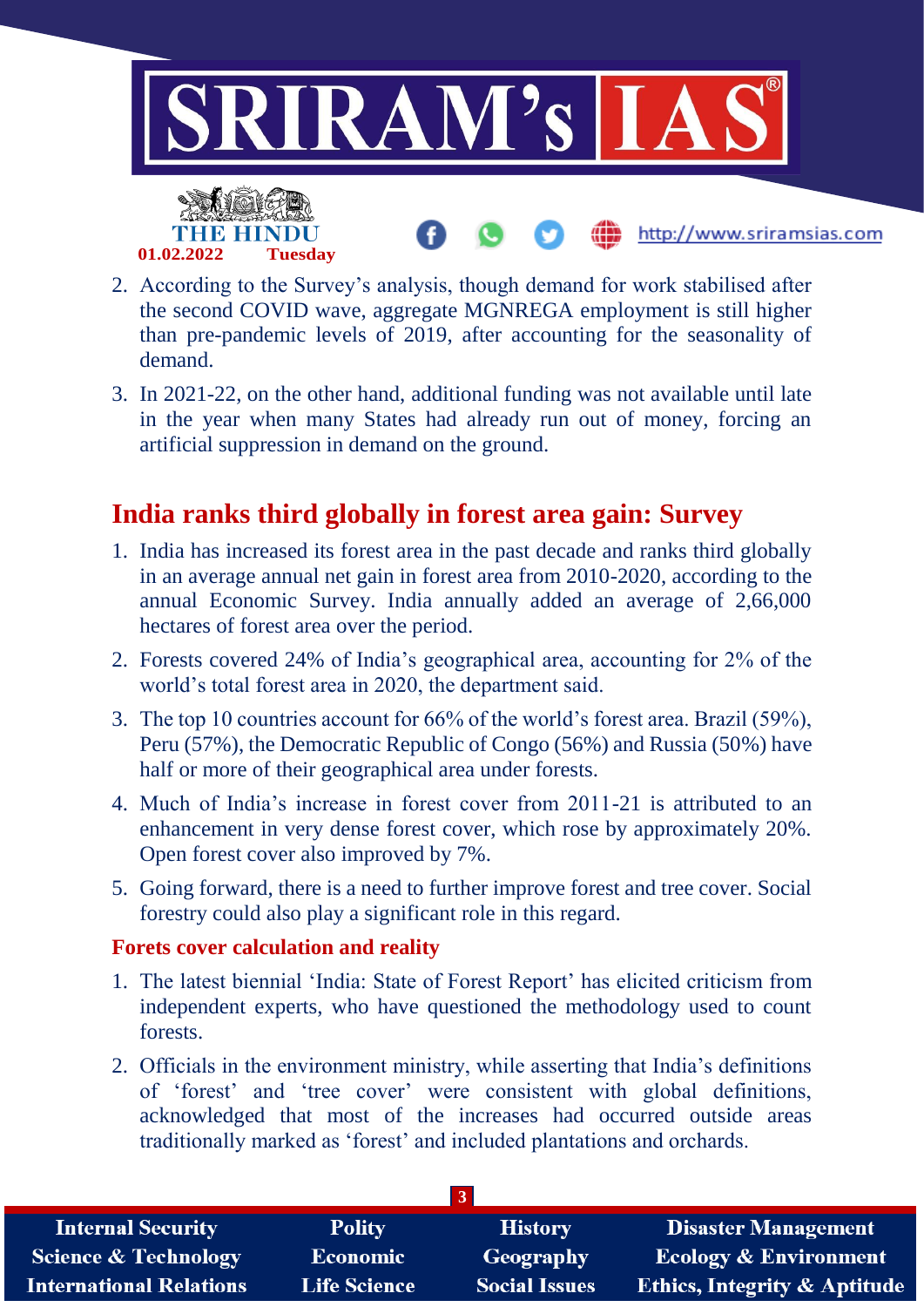2. According to the Survey's analysis, though demand for work stabilised after the second COVID wave, aggregate MGNREGA employment is still higher than pre-pandemic levels of 2019, after accounting for the seasonality of demand.
3. In 2021-22, on the other hand, additional funding was not available until late in the year when many States had already run out of money, forcing an artificial suppression in demand on the ground.

## India ranks third globally in forest area gain: Survey

1. India has increased its forest area in the past decade and ranks third globally in an average annual net gain in forest area from 2010-2020, according to the annual Economic Survey. India annually added an average of 2,66,000 hectares of forest area over the period.
2. Forests covered 24% of India's geographical area, accounting for 2% of the world's total forest area in 2020, the department said.
3. The top 10 countries account for 66% of the world's forest area. Brazil (59%), Peru (57%), the Democratic Republic of Congo (56%) and Russia (50%) have half or more of their geographical area under forests.
4. Much of India's increase in forest cover from 2011-21 is attributed to an enhancement in very dense forest cover, which rose by approximately 20%. Open forest cover also improved by 7%.
5. Going forward, there is a need to further improve forest and tree cover. Social forestry could also play a significant role in this regard.

### Forets cover calculation and reality

1. The latest biennial 'India: State of Forest Report' has elicited criticism from independent experts, who have questioned the methodology used to count forests.
2. Officials in the environment ministry, while asserting that India's definitions of 'forest' and 'tree cover' were consistent with global definitions, acknowledged that most of the increases had occurred outside areas traditionally marked as 'forest' and included plantations and orchards.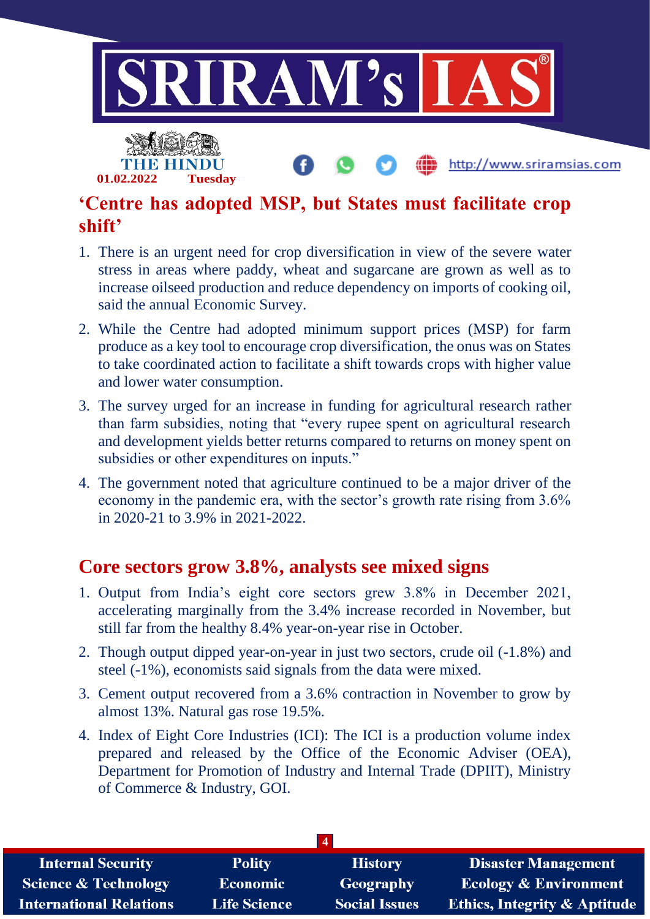## 'Centre has adopted MSP, but States must facilitate crop shift'

1. There is an urgent need for crop diversification in view of the severe water stress in areas where paddy, wheat and sugarcane are grown as well as to increase oilseed production and reduce dependency on imports of cooking oil, said the annual Economic Survey.
2. While the Centre had adopted minimum support prices (MSP) for farm produce as a key tool to encourage crop diversification, the onus was on States to take coordinated action to facilitate a shift towards crops with higher value and lower water consumption.
3. The survey urged for an increase in funding for agricultural research rather than farm subsidies, noting that "every rupee spent on agricultural research and development yields better returns compared to returns on money spent on subsidies or other expenditures on inputs."
4. The government noted that agriculture continued to be a major driver of the economy in the pandemic era, with the sector's growth rate rising from 3.6% in 2020-21 to 3.9% in 2021-2022.

## Core sectors grow 3.8%, analysts see mixed signs

1. Output from India's eight core sectors grew 3.8% in December 2021, accelerating marginally from the 3.4% increase recorded in November, but still far from the healthy 8.4% year-on-year rise in October.
2. Though output dipped year-on-year in just two sectors, crude oil (-1.8%) and steel (-1%), economists said signals from the data were mixed.
3. Cement output recovered from a 3.6% contraction in November to grow by almost 13%. Natural gas rose 19.5%.
4. Index of Eight Core Industries (ICI): The ICI is a production volume index prepared and released by the Office of the Economic Adviser (OEA), Department for Promotion of Industry and Internal Trade (DPIIT), Ministry of Commerce & Industry, GOI.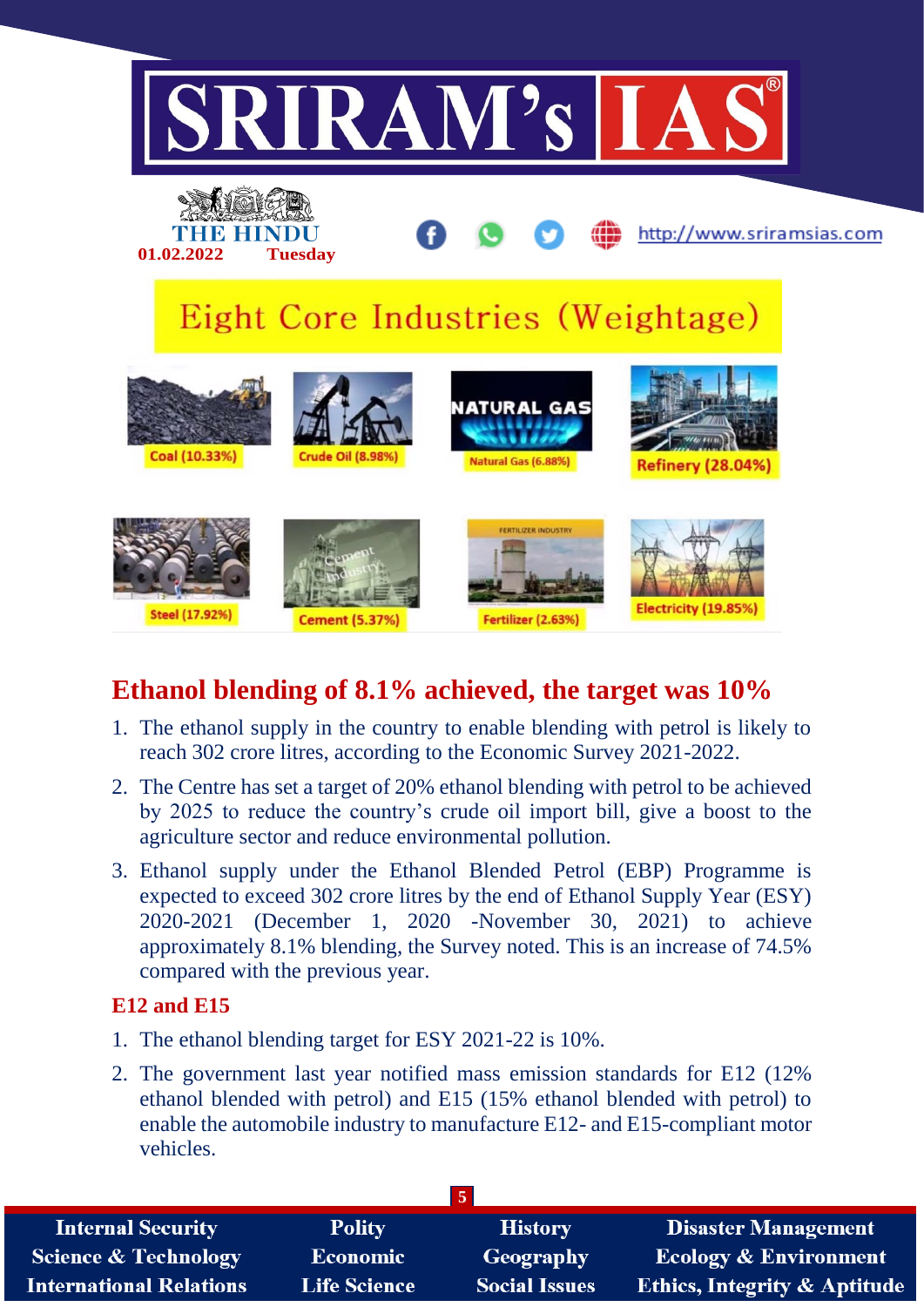## Eight Core Industries (Weightage)

Coal (10.33%)

Crude Oil (8.98%)

Natural Gas (6.88%)

Refinery (28.04%)

Steel (17.92%)

Cement (5.37%)

Fertilizer (2.63%)

Electricity (19.85%)

## Ethanol blending of 8.1% achieved, the target was 10%

1. The ethanol supply in the country to enable blending with petrol is likely to reach 302 crore litres, according to the Economic Survey 2021-2022.
2. The Centre has set a target of 20% ethanol blending with petrol to be achieved by 2025 to reduce the country's crude oil import bill, give a boost to the agriculture sector and reduce environmental pollution.
3. Ethanol supply under the Ethanol Blended Petrol (EBP) Programme is expected to exceed 302 crore litres by the end of Ethanol Supply Year (ESY) 2020-2021 (December 1, 2020 -November 30, 2021) to achieve approximately 8.1% blending, the Survey noted. This is an increase of 74.5% compared with the previous year.

### E12 and E15

1. The ethanol blending target for ESY 2021-22 is 10%.
2. The government last year notified mass emission standards for E12 (12% ethanol blended with petrol) and E15 (15% ethanol blended with petrol) to enable the automobile industry to manufacture E12- and E15-compliant motor vehicles.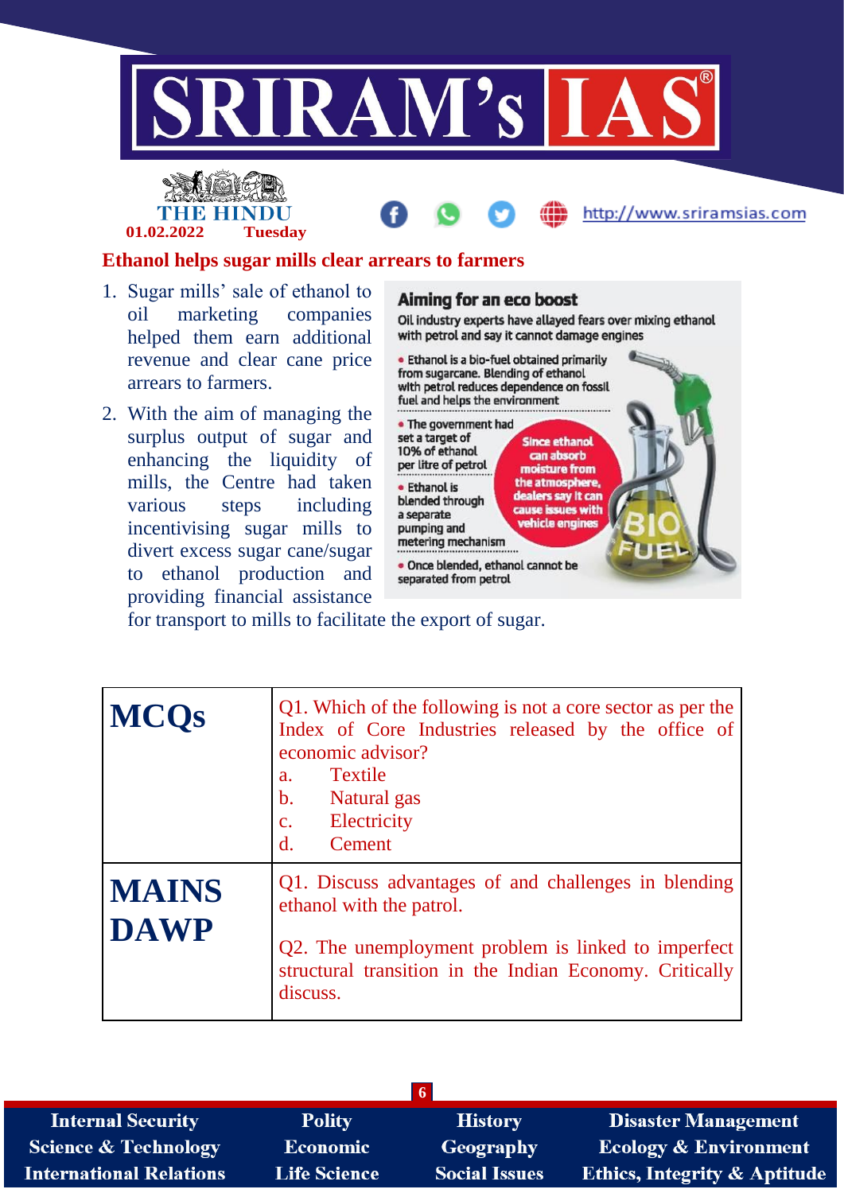THE HINDU
01.02.2022 Tuesday

## Ethanol helps sugar mills clear arrears to farmers

1. Sugar mills' sale of ethanol to oil marketing companies helped them earn additional revenue and clear cane price arrears to farmers.
2. With the aim of managing the surplus output of sugar and enhancing the liquidity of mills, the Centre had taken various steps including incentivising sugar mills to divert excess sugar cane/sugar to ethanol production and providing financial assistance for transport to mills to facilitate the export of sugar.

**Aiming for an eco boost**

Oil industry experts have allayed fears over mixing ethanol with petrol and say it cannot damage engines

- Ethanol is a bio-fuel obtained primarily from sugarcane. Blending of ethanol with petrol reduces dependence on fossil fuel and helps the environment
- The government had set a target of 10% of ethanol per litre of petrol
- Ethanol is blended through a separate pumping and metering mechanism
- Once blended, ethanol cannot be separated from petrol

Since ethanol can absorb moisture from the atmosphere, dealers say it can cause issues with vehicle engines

BIO FUEL

| | |
|---|---|
| **MCQs** | Q1. Which of the following is not a core sector as per the Index of Core Industries released by the office of economic advisor?<br>a. Textile<br>b. Natural gas<br>c. Electricity<br>d. Cement |
| **MAINS DAWP** | Q1. Discuss advantages of and challenges in blending ethanol with the patrol.<br><br>Q2. The unemployment problem is linked to imperfect structural transition in the Indian Economy. Critically discuss. |